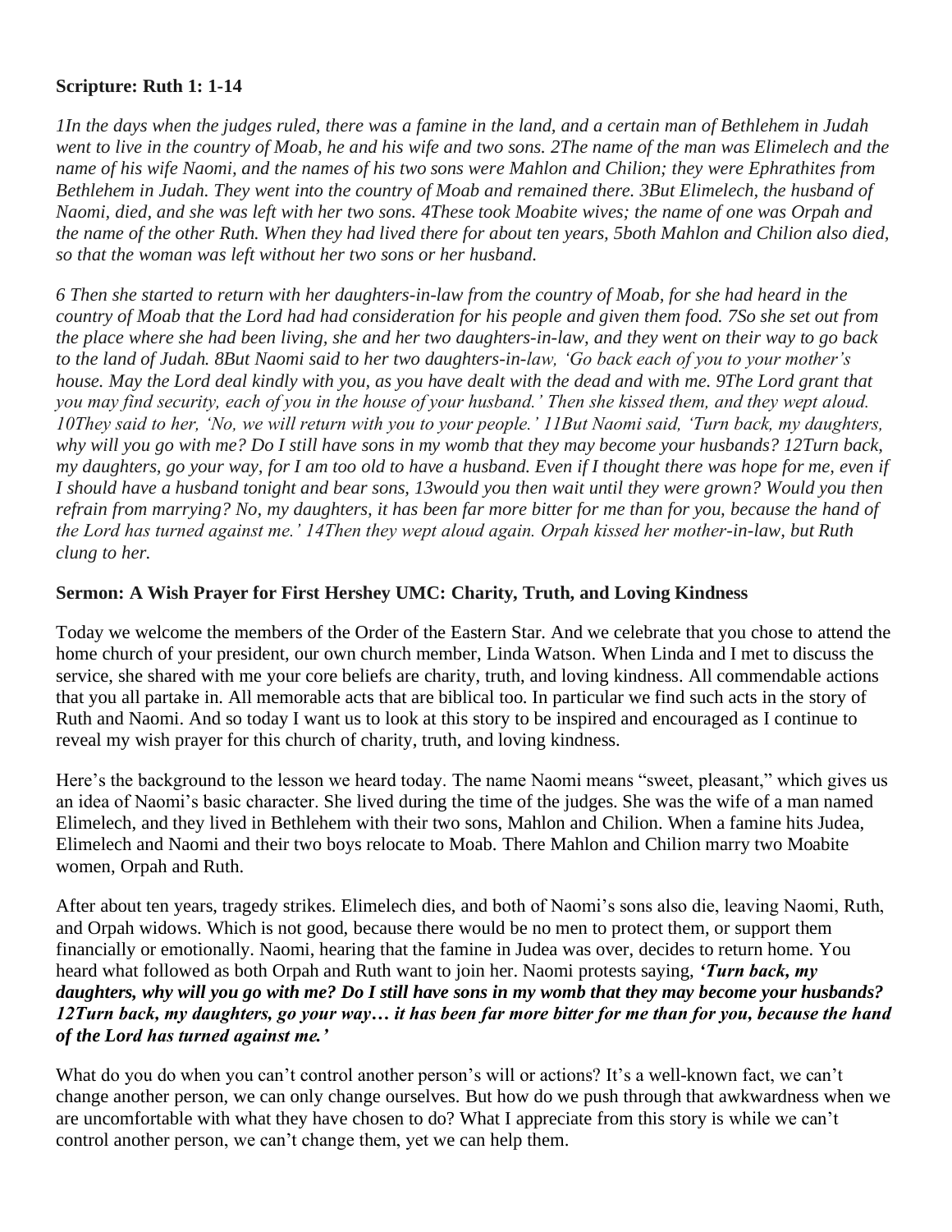**Scripture: Ruth 1: 1-14**

*1In the days when the judges ruled, there was a famine in the land, and a certain man of Bethlehem in Judah went to live in the country of Moab, he and his wife and two sons. 2The name of the man was Elimelech and the name of his wife Naomi, and the names of his two sons were Mahlon and Chilion; they were Ephrathites from Bethlehem in Judah. They went into the country of Moab and remained there. 3But Elimelech, the husband of Naomi, died, and she was left with her two sons. 4These took Moabite wives; the name of one was Orpah and the name of the other Ruth. When they had lived there for about ten years, 5both Mahlon and Chilion also died, so that the woman was left without her two sons or her husband.*

*6 Then she started to return with her daughters-in-law from the country of Moab, for she had heard in the country of Moab that the Lord had had consideration for his people and given them food. 7So she set out from the place where she had been living, she and her two daughters-in-law, and they went on their way to go back to the land of Judah. 8But Naomi said to her two daughters-in-law, 'Go back each of you to your mother's house. May the Lord deal kindly with you, as you have dealt with the dead and with me. 9The Lord grant that you may find security, each of you in the house of your husband.' Then she kissed them, and they wept aloud. 10They said to her, 'No, we will return with you to your people.' 11But Naomi said, 'Turn back, my daughters, why will you go with me? Do I still have sons in my womb that they may become your husbands? 12Turn back, my daughters, go your way, for I am too old to have a husband. Even if I thought there was hope for me, even if I should have a husband tonight and bear sons, 13would you then wait until they were grown? Would you then refrain from marrying? No, my daughters, it has been far more bitter for me than for you, because the hand of the Lord has turned against me.' 14Then they wept aloud again. Orpah kissed her mother-in-law, but Ruth clung to her.*

**Sermon: A Wish Prayer for First Hershey UMC: Charity, Truth, and Loving Kindness**

Today we welcome the members of the Order of the Eastern Star. And we celebrate that you chose to attend the home church of your president, our own church member, Linda Watson. When Linda and I met to discuss the service, she shared with me your core beliefs are charity, truth, and loving kindness. All commendable actions that you all partake in. All memorable acts that are biblical too. In particular we find such acts in the story of Ruth and Naomi. And so today I want us to look at this story to be inspired and encouraged as I continue to reveal my wish prayer for this church of charity, truth, and loving kindness.

Here's the background to the lesson we heard today. The name Naomi means "sweet, pleasant," which gives us an idea of Naomi's basic character. She lived during the time of the judges. She was the wife of a man named Elimelech, and they lived in Bethlehem with their two sons, Mahlon and Chilion. When a famine hits Judea, Elimelech and Naomi and their two boys relocate to Moab. There Mahlon and Chilion marry two Moabite women, Orpah and Ruth.

After about ten years, tragedy strikes. Elimelech dies, and both of Naomi's sons also die, leaving Naomi, Ruth, and Orpah widows. Which is not good, because there would be no men to protect them, or support them financially or emotionally. Naomi, hearing that the famine in Judea was over, decides to return home. You heard what followed as both Orpah and Ruth want to join her. Naomi protests saying, ***'Turn back, my daughters, why will you go with me? Do I still have sons in my womb that they may become your husbands? 12Turn back, my daughters, go your way… it has been far more bitter for me than for you, because the hand of the Lord has turned against me.'***

What do you do when you can't control another person's will or actions? It's a well-known fact, we can't change another person, we can only change ourselves. But how do we push through that awkwardness when we are uncomfortable with what they have chosen to do? What I appreciate from this story is while we can't control another person, we can't change them, yet we can help them.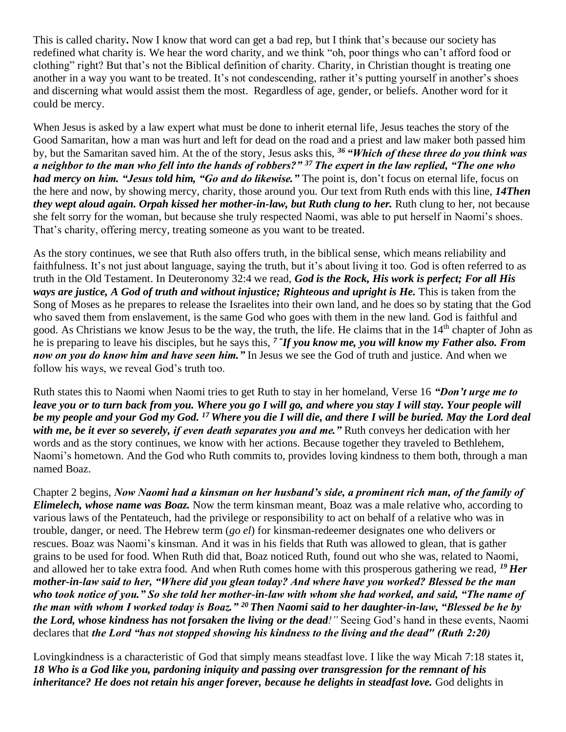This is called charity**.** Now I know that word can get a bad rep, but I think that's because our society has redefined what charity is. We hear the word charity, and we think "oh, poor things who can't afford food or clothing" right? But that's not the Biblical definition of charity. Charity, in Christian thought is treating one another in a way you want to be treated. It's not condescending, rather it's putting yourself in another's shoes and discerning what would assist them the most. Regardless of age, gender, or beliefs. Another word for it could be mercy.

When Jesus is asked by a law expert what must be done to inherit eternal life, Jesus teaches the story of the Good Samaritan, how a man was hurt and left for dead on the road and a priest and law maker both passed him by, but the Samaritan saved him. At the of the story, Jesus asks this, ***36 "Which of these three do you think was a neighbor to the man who fell into the hands of robbers?" 37 The expert in the law replied, "The one who had mercy on him. "Jesus told him, "Go and do likewise."*** The point is, don't focus on eternal life, focus on the here and now, by showing mercy, charity, those around you. Our text from Ruth ends with this line, ***14Then they wept aloud again. Orpah kissed her mother-in-law, but Ruth clung to her.*** Ruth clung to her, not because she felt sorry for the woman, but because she truly respected Naomi, was able to put herself in Naomi's shoes. That's charity, offering mercy, treating someone as you want to be treated.

As the story continues, we see that Ruth also offers truth, in the biblical sense, which means reliability and faithfulness. It's not just about language, saying the truth, but it's about living it too. God is often referred to as truth in the Old Testament. In Deuteronomy 32:4 we read, ***God is the Rock, His work is perfect; For all His ways are justice, A God of truth and without injustice; Righteous and upright is He.*** This is taken from the Song of Moses as he prepares to release the Israelites into their own land, and he does so by stating that the God who saved them from enslavement, is the same God who goes with them in the new land. God is faithful and good. As Christians we know Jesus to be the way, the truth, the life. He claims that in the 14th chapter of John as he is preparing to leave his disciples, but he says this, ***7 "If you know me, you will know my Father also. From now on you do know him and have seen him."*** In Jesus we see the God of truth and justice. And when we follow his ways, we reveal God's truth too.

Ruth states this to Naomi when Naomi tries to get Ruth to stay in her homeland, Verse 16 ***"Don't urge me to leave you or to turn back from you. Where you go I will go, and where you stay I will stay. Your people will be my people and your God my God. 17 Where you die I will die, and there I will be buried. May the Lord deal with me, be it ever so severely, if even death separates you and me."*** Ruth conveys her dedication with her words and as the story continues, we know with her actions. Because together they traveled to Bethlehem, Naomi's hometown. And the God who Ruth commits to, provides loving kindness to them both, through a man named Boaz.

Chapter 2 begins, ***Now Naomi had a kinsman on her husband's side, a prominent rich man, of the family of Elimelech, whose name was Boaz.*** Now the term kinsman meant, Boaz was a male relative who, according to various laws of the Pentateuch, had the privilege or responsibility to act on behalf of a relative who was in trouble, danger, or need. The Hebrew term (*go el*) for kinsman-redeemer designates one who delivers or rescues. Boaz was Naomi's kinsman. And it was in his fields that Ruth was allowed to glean, that is gather grains to be used for food. When Ruth did that, Boaz noticed Ruth, found out who she was, related to Naomi, and allowed her to take extra food. And when Ruth comes home with this prosperous gathering we read, ***19 Her mother-in-law said to her, "Where did you glean today? And where have you worked? Blessed be the man who took notice of you." So she told her mother-in-law with whom she had worked, and said, "The name of the man with whom I worked today is Boaz." 20 Then Naomi said to her daughter-in-law, "Blessed be he by the Lord, whose kindness has not forsaken the living or the dead!"*** Seeing God's hand in these events, Naomi declares that ***the Lord "has not stopped showing his kindness to the living and the dead" (Ruth 2:20)***

Lovingkindness is a characteristic of God that simply means steadfast love. I like the way Micah 7:18 states it, ***18 Who is a God like you, pardoning iniquity and passing over transgression for the remnant of his inheritance? He does not retain his anger forever, because he delights in steadfast love.*** God delights in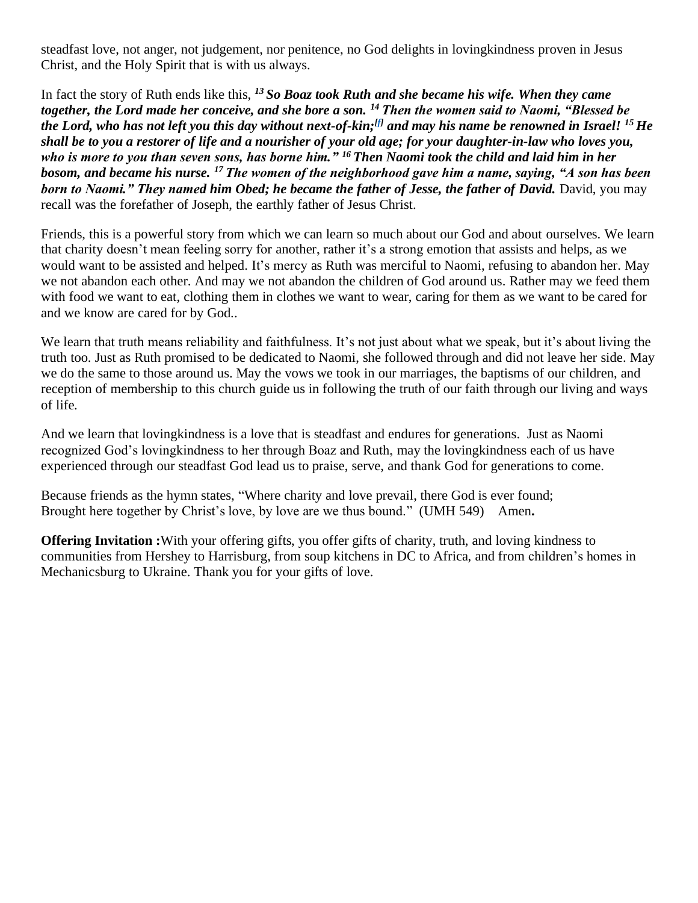steadfast love, not anger, not judgement, nor penitence, no God delights in lovingkindness proven in Jesus Christ, and the Holy Spirit that is with us always.

In fact the story of Ruth ends like this, ***13 So Boaz took Ruth and she became his wife. When they came together, the Lord made her conceive, and she bore a son. 14 Then the women said to Naomi, "Blessed be the Lord, who has not left you this day without next-of-kin;[f] and may his name be renowned in Israel! 15 He shall be to you a restorer of life and a nourisher of your old age; for your daughter-in-law who loves you, who is more to you than seven sons, has borne him." 16 Then Naomi took the child and laid him in her bosom, and became his nurse. 17 The women of the neighborhood gave him a name, saying, "A son has been born to Naomi." They named him Obed; he became the father of Jesse, the father of David.*** David, you may recall was the forefather of Joseph, the earthly father of Jesus Christ.

Friends, this is a powerful story from which we can learn so much about our God and about ourselves. We learn that charity doesn't mean feeling sorry for another, rather it's a strong emotion that assists and helps, as we would want to be assisted and helped. It's mercy as Ruth was merciful to Naomi, refusing to abandon her. May we not abandon each other. And may we not abandon the children of God around us. Rather may we feed them with food we want to eat, clothing them in clothes we want to wear, caring for them as we want to be cared for and we know are cared for by God..

We learn that truth means reliability and faithfulness. It's not just about what we speak, but it's about living the truth too. Just as Ruth promised to be dedicated to Naomi, she followed through and did not leave her side. May we do the same to those around us. May the vows we took in our marriages, the baptisms of our children, and reception of membership to this church guide us in following the truth of our faith through our living and ways of life.

And we learn that lovingkindness is a love that is steadfast and endures for generations. Just as Naomi recognized God's lovingkindness to her through Boaz and Ruth, may the lovingkindness each of us have experienced through our steadfast God lead us to praise, serve, and thank God for generations to come.

Because friends as the hymn states, "Where charity and love prevail, there God is ever found;
Brought here together by Christ's love, by love are we thus bound." (UMH 549) Amen**.**

**Offering Invitation :**With your offering gifts, you offer gifts of charity, truth, and loving kindness to communities from Hershey to Harrisburg, from soup kitchens in DC to Africa, and from children's homes in Mechanicsburg to Ukraine. Thank you for your gifts of love.